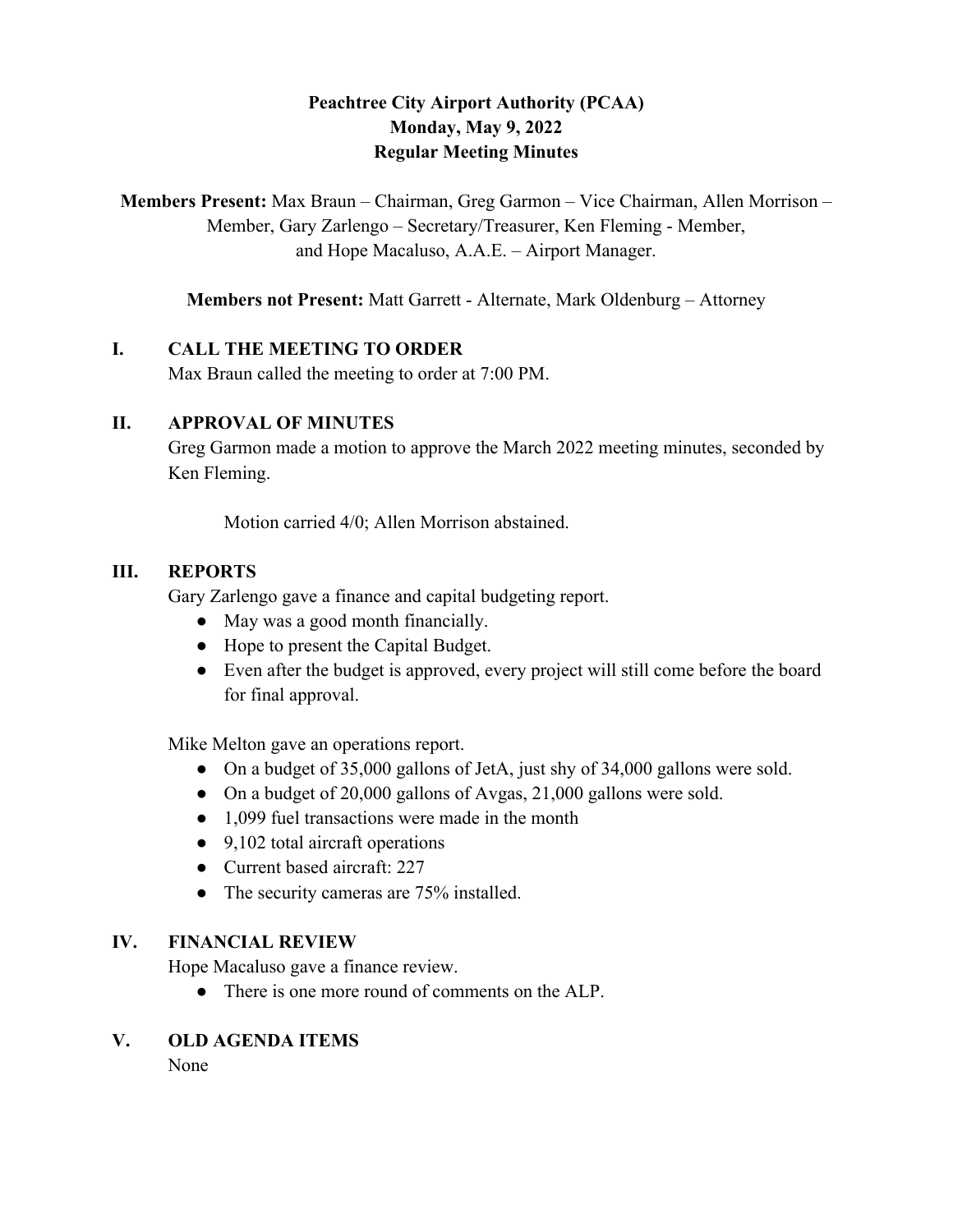# Peachtree City Airport Authority (PCAA)
## Monday, May 9, 2022
## Regular Meeting Minutes

**Members Present:** Max Braun – Chairman, Greg Garmon – Vice Chairman, Allen Morrison – Member, Gary Zarlengo – Secretary/Treasurer, Ken Fleming - Member, and Hope Macaluso, A.A.E. – Airport Manager.

**Members not Present:** Matt Garrett - Alternate, Mark Oldenburg – Attorney

## I. CALL THE MEETING TO ORDER

Max Braun called the meeting to order at 7:00 PM.

## II. APPROVAL OF MINUTES

Greg Garmon made a motion to approve the March 2022 meeting minutes, seconded by Ken Fleming.

Motion carried 4/0; Allen Morrison abstained.

## III. REPORTS

Gary Zarlengo gave a finance and capital budgeting report.

- May was a good month financially.
- Hope to present the Capital Budget.
- Even after the budget is approved, every project will still come before the board for final approval.

Mike Melton gave an operations report.

- On a budget of 35,000 gallons of JetA, just shy of 34,000 gallons were sold.
- On a budget of 20,000 gallons of Avgas, 21,000 gallons were sold.
- 1,099 fuel transactions were made in the month
- 9,102 total aircraft operations
- Current based aircraft: 227
- The security cameras are 75% installed.

## IV. FINANCIAL REVIEW

Hope Macaluso gave a finance review.

- There is one more round of comments on the ALP.

## V. OLD AGENDA ITEMS

None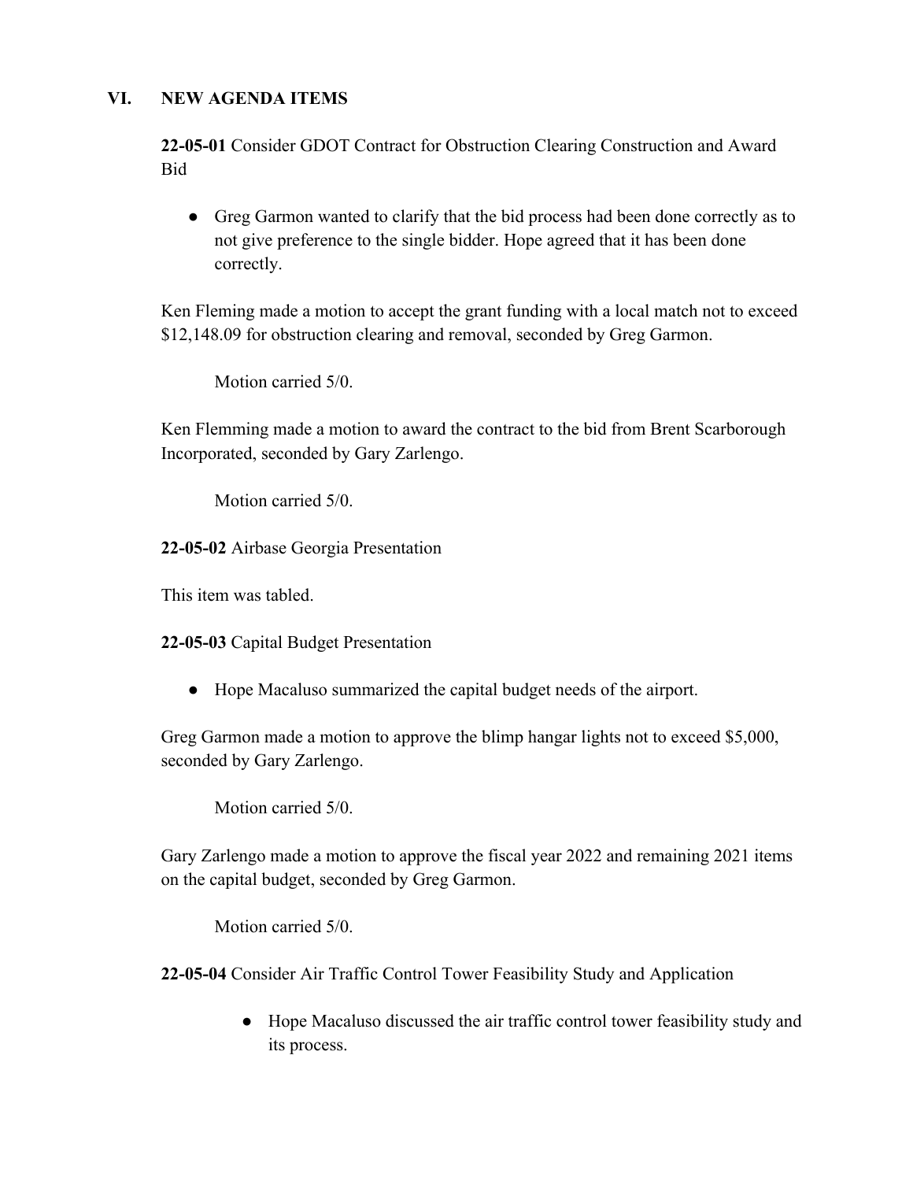## VI. NEW AGENDA ITEMS

**22-05-01** Consider GDOT Contract for Obstruction Clearing Construction and Award Bid

- Greg Garmon wanted to clarify that the bid process had been done correctly as to not give preference to the single bidder. Hope agreed that it has been done correctly.

Ken Fleming made a motion to accept the grant funding with a local match not to exceed $12,148.09 for obstruction clearing and removal, seconded by Greg Garmon.

Motion carried 5/0.

Ken Flemming made a motion to award the contract to the bid from Brent Scarborough Incorporated, seconded by Gary Zarlengo.

Motion carried 5/0.

**22-05-02** Airbase Georgia Presentation

This item was tabled.

**22-05-03** Capital Budget Presentation

- Hope Macaluso summarized the capital budget needs of the airport.

Greg Garmon made a motion to approve the blimp hangar lights not to exceed $5,000, seconded by Gary Zarlengo.

Motion carried 5/0.

Gary Zarlengo made a motion to approve the fiscal year 2022 and remaining 2021 items on the capital budget, seconded by Greg Garmon.

Motion carried 5/0.

**22-05-04** Consider Air Traffic Control Tower Feasibility Study and Application

- Hope Macaluso discussed the air traffic control tower feasibility study and its process.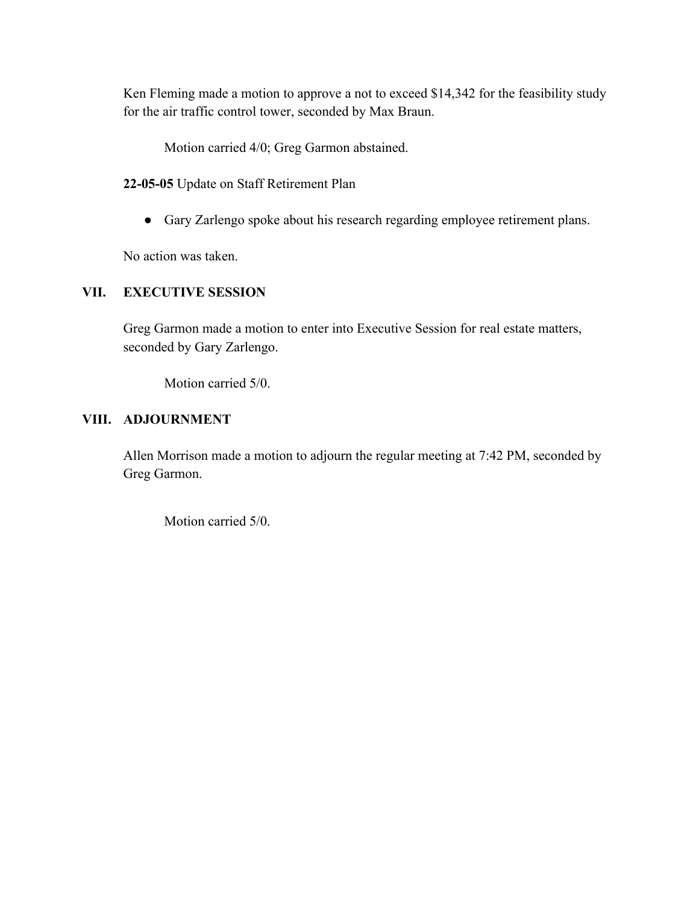Ken Fleming made a motion to approve a not to exceed $14,342 for the feasibility study for the air traffic control tower, seconded by Max Braun.

Motion carried 4/0; Greg Garmon abstained.

**22-05-05** Update on Staff Retirement Plan

- Gary Zarlengo spoke about his research regarding employee retirement plans.

No action was taken.

## VII. EXECUTIVE SESSION

Greg Garmon made a motion to enter into Executive Session for real estate matters, seconded by Gary Zarlengo.

Motion carried 5/0.

## VIII. ADJOURNMENT

Allen Morrison made a motion to adjourn the regular meeting at 7:42 PM, seconded by Greg Garmon.

Motion carried 5/0.